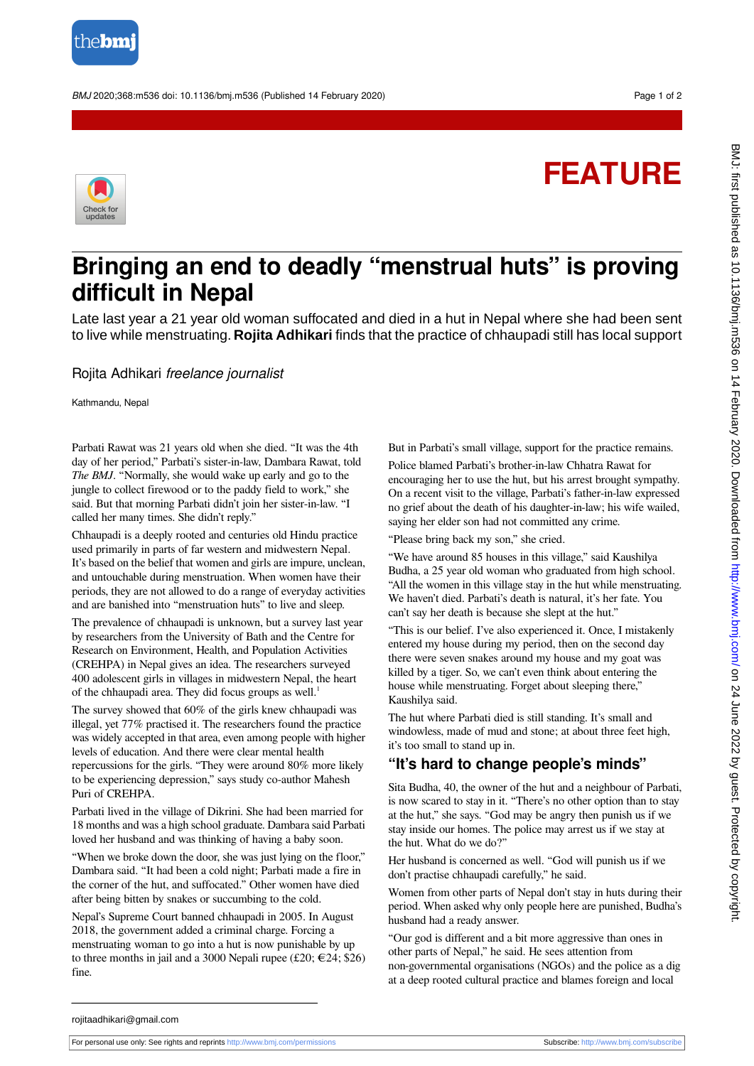FEATURE

# Bringing an end to deadly "menstrual huts" is proving difficult in Nepal

Late last year a 21 year old woman suffocated and died in a hut in Nepal where she had been sent to live while menstruating. **Rojita Adhikari** finds that the practice of chhaupadi still has local support

Rojita Adhikari *freelance journalist*

Kathmandu, Nepal

Parbati Rawat was 21 years old when she died. "It was the 4th day of her period," Parbati's sister-in-law, Dambara Rawat, told *The BMJ*. "Normally, she would wake up early and go to the jungle to collect firewood or to the paddy field to work," she said. But that morning Parbati didn't join her sister-in-law. "I called her many times. She didn't reply."

Chhaupadi is a deeply rooted and centuries old Hindu practice used primarily in parts of far western and midwestern Nepal. It's based on the belief that women and girls are impure, unclean, and untouchable during menstruation. When women have their periods, they are not allowed to do a range of everyday activities and are banished into "menstruation huts" to live and sleep.

The prevalence of chhaupadi is unknown, but a survey last year by researchers from the University of Bath and the Centre for Research on Environment, Health, and Population Activities (CREHPA) in Nepal gives an idea. The researchers surveyed 400 adolescent girls in villages in midwestern Nepal, the heart of the chhaupadi area. They did focus groups as well.[1]

The survey showed that 60% of the girls knew chhaupadi was illegal, yet 77% practised it. The researchers found the practice was widely accepted in that area, even among people with higher levels of education. And there were clear mental health repercussions for the girls. "They were around 80% more likely to be experiencing depression," says study co-author Mahesh Puri of CREHPA.

Parbati lived in the village of Dikrini. She had been married for 18 months and was a high school graduate. Dambara said Parbati loved her husband and was thinking of having a baby soon.

"When we broke down the door, she was just lying on the floor," Dambara said. "It had been a cold night; Parbati made a fire in the corner of the hut, and suffocated." Other women have died after being bitten by snakes or succumbing to the cold.

Nepal's Supreme Court banned chhaupadi in 2005. In August 2018, the government added a criminal charge. Forcing a menstruating woman to go into a hut is now punishable by up to three months in jail and a 3000 Nepali rupee (£20; €24; $26) fine.

But in Parbati's small village, support for the practice remains.

Police blamed Parbati's brother-in-law Chhatra Rawat for encouraging her to use the hut, but his arrest brought sympathy. On a recent visit to the village, Parbati's father-in-law expressed no grief about the death of his daughter-in-law; his wife wailed, saying her elder son had not committed any crime.

"Please bring back my son," she cried.

"We have around 85 houses in this village," said Kaushilya Budha, a 25 year old woman who graduated from high school. "All the women in this village stay in the hut while menstruating. We haven't died. Parbati's death is natural, it's her fate. You can't say her death is because she slept at the hut."

"This is our belief. I've also experienced it. Once, I mistakenly entered my house during my period, then on the second day there were seven snakes around my house and my goat was killed by a tiger. So, we can't even think about entering the house while menstruating. Forget about sleeping there," Kaushilya said.

The hut where Parbati died is still standing. It's small and windowless, made of mud and stone; at about three feet high, it's too small to stand up in.

## "It's hard to change people's minds"

Sita Budha, 40, the owner of the hut and a neighbour of Parbati, is now scared to stay in it. "There's no other option than to stay at the hut," she says. "God may be angry then punish us if we stay inside our homes. The police may arrest us if we stay at the hut. What do we do?"

Her husband is concerned as well. "God will punish us if we don't practise chhaupadi carefully," he said.

Women from other parts of Nepal don't stay in huts during their period. When asked why only people here are punished, Budha's husband had a ready answer.

"Our god is different and a bit more aggressive than ones in other parts of Nepal," he said. He sees attention from non-governmental organisations (NGOs) and the police as a dig at a deep rooted cultural practice and blames foreign and local

rojitaadhikari@gmail.com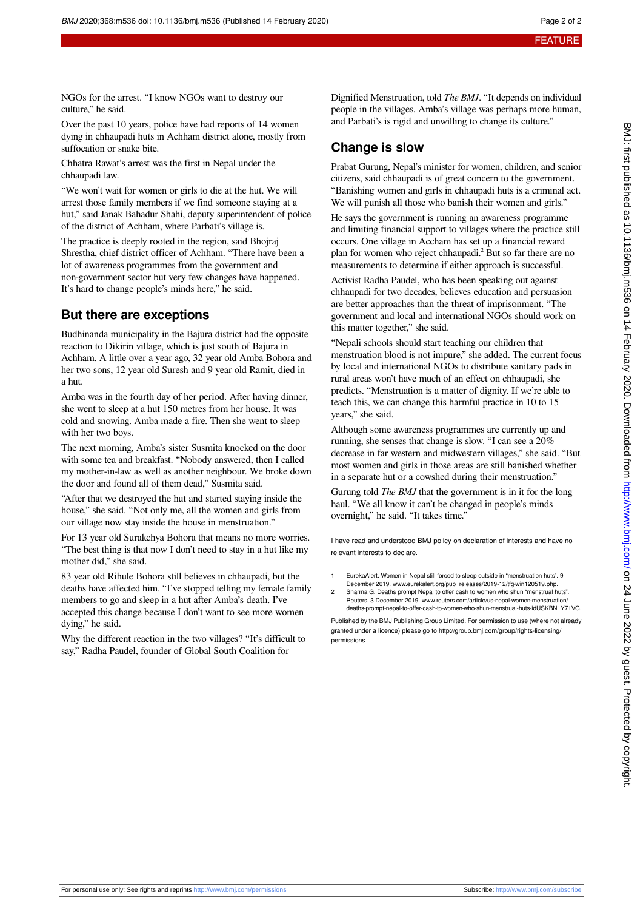NGOs for the arrest. "I know NGOs want to destroy our culture," he said.

Over the past 10 years, police have had reports of 14 women dying in chhaupadi huts in Achham district alone, mostly from suffocation or snake bite.

Chhatra Rawat's arrest was the first in Nepal under the chhaupadi law.

"We won't wait for women or girls to die at the hut. We will arrest those family members if we find someone staying at a hut," said Janak Bahadur Shahi, deputy superintendent of police of the district of Achham, where Parbati's village is.

The practice is deeply rooted in the region, said Bhojraj Shrestha, chief district officer of Achham. "There have been a lot of awareness programmes from the government and non-government sector but very few changes have happened. It's hard to change people's minds here," he said.

## But there are exceptions

Budhinanda municipality in the Bajura district had the opposite reaction to Dikirin village, which is just south of Bajura in Achham. A little over a year ago, 32 year old Amba Bohora and her two sons, 12 year old Suresh and 9 year old Ramit, died in a hut.

Amba was in the fourth day of her period. After having dinner, she went to sleep at a hut 150 metres from her house. It was cold and snowing. Amba made a fire. Then she went to sleep with her two boys.

The next morning, Amba's sister Susmita knocked on the door with some tea and breakfast. "Nobody answered, then I called my mother-in-law as well as another neighbour. We broke down the door and found all of them dead," Susmita said.

"After that we destroyed the hut and started staying inside the house," she said. "Not only me, all the women and girls from our village now stay inside the house in menstruation."

For 13 year old Surakchya Bohora that means no more worries. "The best thing is that now I don't need to stay in a hut like my mother did," she said.

83 year old Rihule Bohora still believes in chhaupadi, but the deaths have affected him. "I've stopped telling my female family members to go and sleep in a hut after Amba's death. I've accepted this change because I don't want to see more women dying," he said.

Why the different reaction in the two villages? "It's difficult to say," Radha Paudel, founder of Global South Coalition for Dignified Menstruation, told *The BMJ*. "It depends on individual people in the villages. Amba's village was perhaps more human, and Parbati's is rigid and unwilling to change its culture."

## Change is slow

Prabat Gurung, Nepal's minister for women, children, and senior citizens, said chhaupadi is of great concern to the government. "Banishing women and girls in chhaupadi huts is a criminal act. We will punish all those who banish their women and girls."

He says the government is running an awareness programme and limiting financial support to villages where the practice still occurs. One village in Accham has set up a financial reward plan for women who reject chhaupadi.[2] But so far there are no measurements to determine if either approach is successful.

Activist Radha Paudel, who has been speaking out against chhaupadi for two decades, believes education and persuasion are better approaches than the threat of imprisonment. "The government and local and international NGOs should work on this matter together," she said.

"Nepali schools should start teaching our children that menstruation blood is not impure," she added. The current focus by local and international NGOs to distribute sanitary pads in rural areas won't have much of an effect on chhaupadi, she predicts. "Menstruation is a matter of dignity. If we're able to teach this, we can change this harmful practice in 10 to 15 years," she said.

Although some awareness programmes are currently up and running, she senses that change is slow. "I can see a 20% decrease in far western and midwestern villages," she said. "But most women and girls in those areas are still banished whether in a separate hut or a cowshed during their menstruation."

Gurung told *The BMJ* that the government is in it for the long haul. "We all know it can't be changed in people's minds overnight," he said. "It takes time."

I have read and understood BMJ policy on declaration of interests and have no relevant interests to declare.

1. EurekaAlert. Women in Nepal still forced to sleep outside in "menstruation huts". 9 December 2019. www.eurekalert.org/pub_releases/2019-12/tfg-win120519.php.
2. Sharma G. Deaths prompt Nepal to offer cash to women who shun "menstrual huts". Reuters. 3 December 2019. www.reuters.com/article/us-nepal-women-menstruation/deaths-prompt-nepal-to-offer-cash-to-women-who-shun-menstrual-huts-idUSKBN1Y71VG.

Published by the BMJ Publishing Group Limited. For permission to use (where not already granted under a licence) please go to http://group.bmj.com/group/rights-licensing/permissions